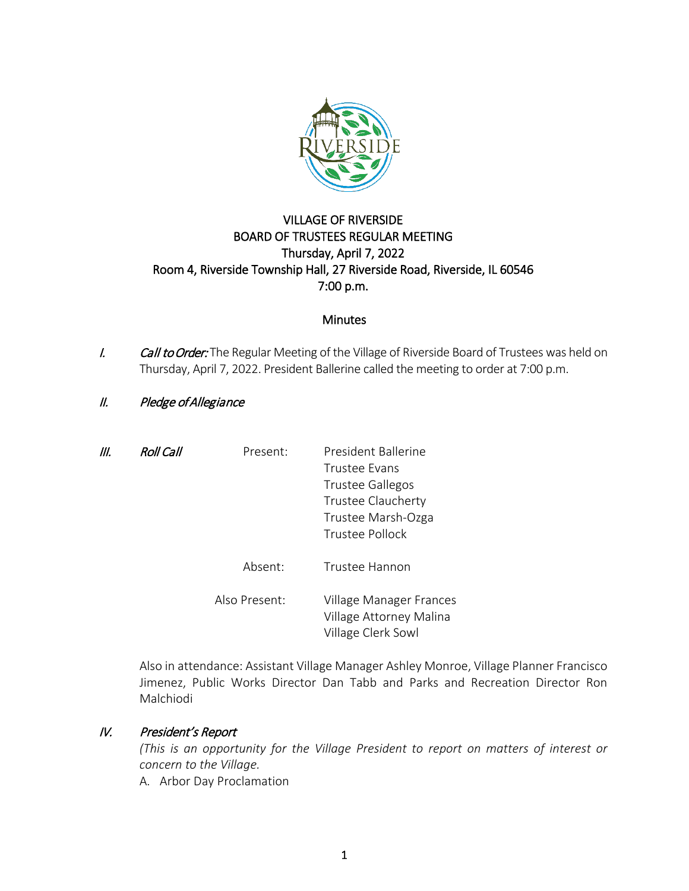# VILLAGE OF RIVERSIDE
## BOARD OF TRUSTEES REGULAR MEETING
### Thursday, April 7, 2022
### Room 4, Riverside Township Hall, 27 Riverside Road, Riverside, IL 60546
### 7:00 p.m.

### Minutes

I. *Call to Order:* The Regular Meeting of the Village of Riverside Board of Trustees was held on Thursday, April 7, 2022. President Ballerine called the meeting to order at 7:00 p.m.

II. *Pledge of Allegiance*

III. *Roll Call*

Present:
- President Ballerine
- Trustee Evans
- Trustee Gallegos
- Trustee Claucherty
- Trustee Marsh-Ozga
- Trustee Pollock

Absent:
- Trustee Hannon

Also Present:
- Village Manager Frances
- Village Attorney Malina
- Village Clerk Sowl

Also in attendance: Assistant Village Manager Ashley Monroe, Village Planner Francisco Jimenez, Public Works Director Dan Tabb and Parks and Recreation Director Ron Malchiodi

IV. *President's Report*

*(This is an opportunity for the Village President to report on matters of interest or concern to the Village.*

A. Arbor Day Proclamation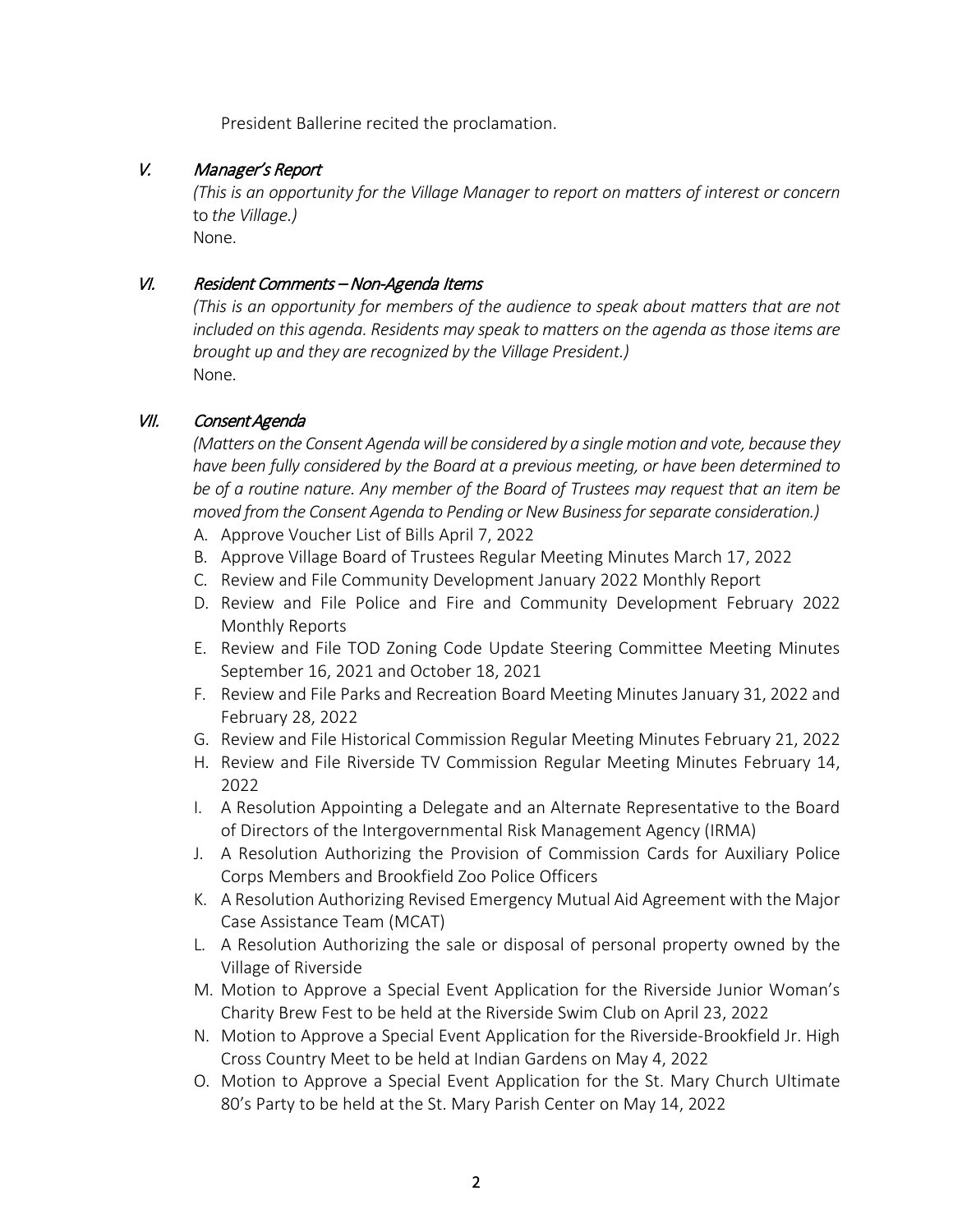President Ballerine recited the proclamation.

## V. *Manager's Report*

*(This is an opportunity for the Village Manager to report on matters of interest or concern to the Village.)*

None.

## VI. *Resident Comments – Non-Agenda Items*

*(This is an opportunity for members of the audience to speak about matters that are not included on this agenda. Residents may speak to matters on the agenda as those items are brought up and they are recognized by the Village President.)*

None.

## VII. *Consent Agenda*

*(Matters on the Consent Agenda will be considered by a single motion and vote, because they have been fully considered by the Board at a previous meeting, or have been determined to be of a routine nature. Any member of the Board of Trustees may request that an item be moved from the Consent Agenda to Pending or New Business for separate consideration.)*

A. Approve Voucher List of Bills April 7, 2022
B. Approve Village Board of Trustees Regular Meeting Minutes March 17, 2022
C. Review and File Community Development January 2022 Monthly Report
D. Review and File Police and Fire and Community Development February 2022 Monthly Reports
E. Review and File TOD Zoning Code Update Steering Committee Meeting Minutes September 16, 2021 and October 18, 2021
F. Review and File Parks and Recreation Board Meeting Minutes January 31, 2022 and February 28, 2022
G. Review and File Historical Commission Regular Meeting Minutes February 21, 2022
H. Review and File Riverside TV Commission Regular Meeting Minutes February 14, 2022
I. A Resolution Appointing a Delegate and an Alternate Representative to the Board of Directors of the Intergovernmental Risk Management Agency (IRMA)
J. A Resolution Authorizing the Provision of Commission Cards for Auxiliary Police Corps Members and Brookfield Zoo Police Officers
K. A Resolution Authorizing Revised Emergency Mutual Aid Agreement with the Major Case Assistance Team (MCAT)
L. A Resolution Authorizing the sale or disposal of personal property owned by the Village of Riverside
M. Motion to Approve a Special Event Application for the Riverside Junior Woman's Charity Brew Fest to be held at the Riverside Swim Club on April 23, 2022
N. Motion to Approve a Special Event Application for the Riverside-Brookfield Jr. High Cross Country Meet to be held at Indian Gardens on May 4, 2022
O. Motion to Approve a Special Event Application for the St. Mary Church Ultimate 80's Party to be held at the St. Mary Parish Center on May 14, 2022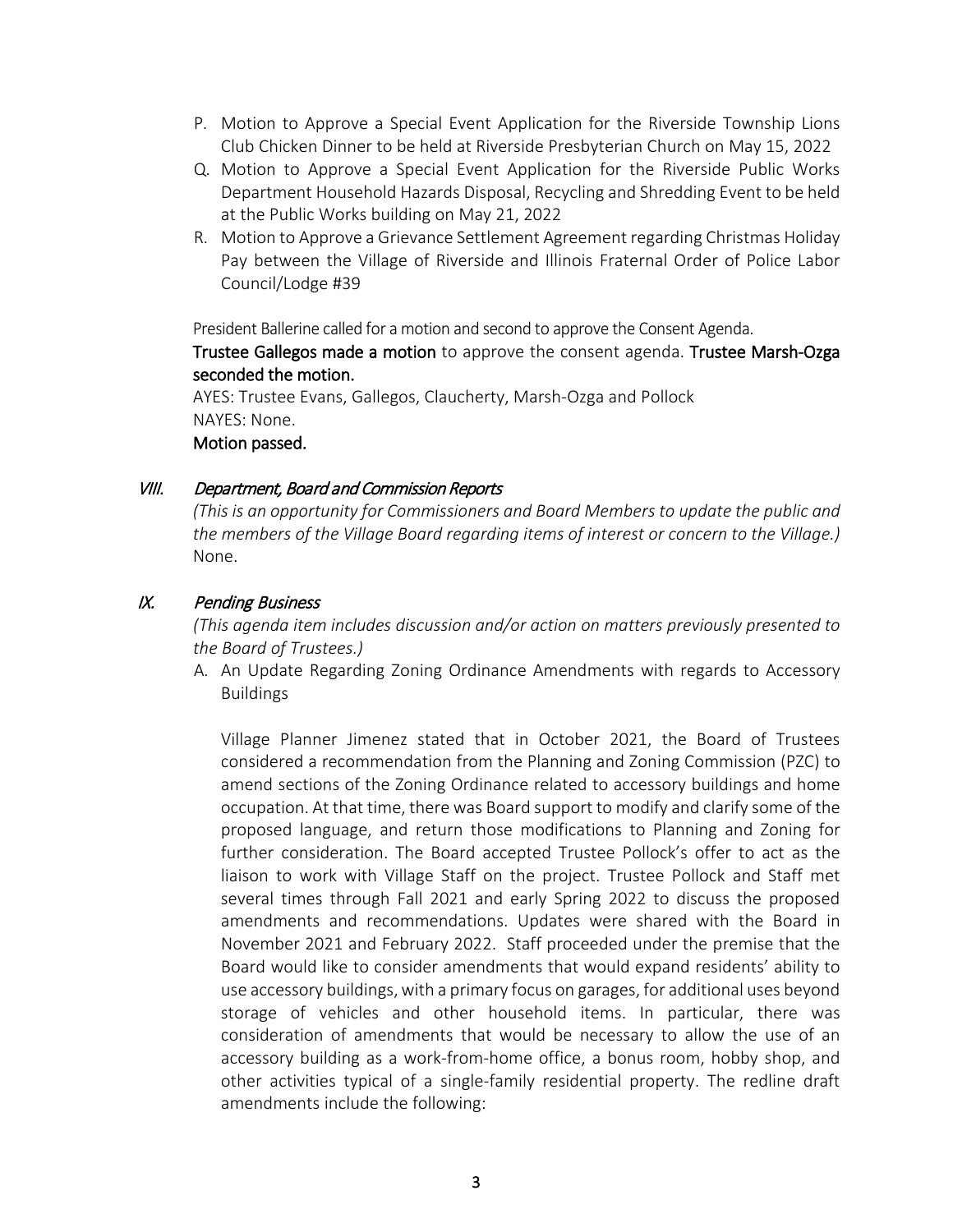P. Motion to Approve a Special Event Application for the Riverside Township Lions Club Chicken Dinner to be held at Riverside Presbyterian Church on May 15, 2022
Q. Motion to Approve a Special Event Application for the Riverside Public Works Department Household Hazards Disposal, Recycling and Shredding Event to be held at the Public Works building on May 21, 2022
R. Motion to Approve a Grievance Settlement Agreement regarding Christmas Holiday Pay between the Village of Riverside and Illinois Fraternal Order of Police Labor Council/Lodge #39

President Ballerine called for a motion and second to approve the Consent Agenda.

**Trustee Gallegos made a motion** to approve the consent agenda. **Trustee Marsh-Ozga seconded the motion.**

AYES: Trustee Evans, Gallegos, Claucherty, Marsh-Ozga and Pollock
NAYES: None.
**Motion passed.**

## *VIII. Department, Board and Commission Reports*

*(This is an opportunity for Commissioners and Board Members to update the public and the members of the Village Board regarding items of interest or concern to the Village.)*
None.

## *IX. Pending Business*

*(This agenda item includes discussion and/or action on matters previously presented to the Board of Trustees.)*

A. An Update Regarding Zoning Ordinance Amendments with regards to Accessory Buildings

Village Planner Jimenez stated that in October 2021, the Board of Trustees considered a recommendation from the Planning and Zoning Commission (PZC) to amend sections of the Zoning Ordinance related to accessory buildings and home occupation. At that time, there was Board support to modify and clarify some of the proposed language, and return those modifications to Planning and Zoning for further consideration. The Board accepted Trustee Pollock's offer to act as the liaison to work with Village Staff on the project. Trustee Pollock and Staff met several times through Fall 2021 and early Spring 2022 to discuss the proposed amendments and recommendations. Updates were shared with the Board in November 2021 and February 2022. Staff proceeded under the premise that the Board would like to consider amendments that would expand residents' ability to use accessory buildings, with a primary focus on garages, for additional uses beyond storage of vehicles and other household items. In particular, there was consideration of amendments that would be necessary to allow the use of an accessory building as a work-from-home office, a bonus room, hobby shop, and other activities typical of a single-family residential property. The redline draft amendments include the following: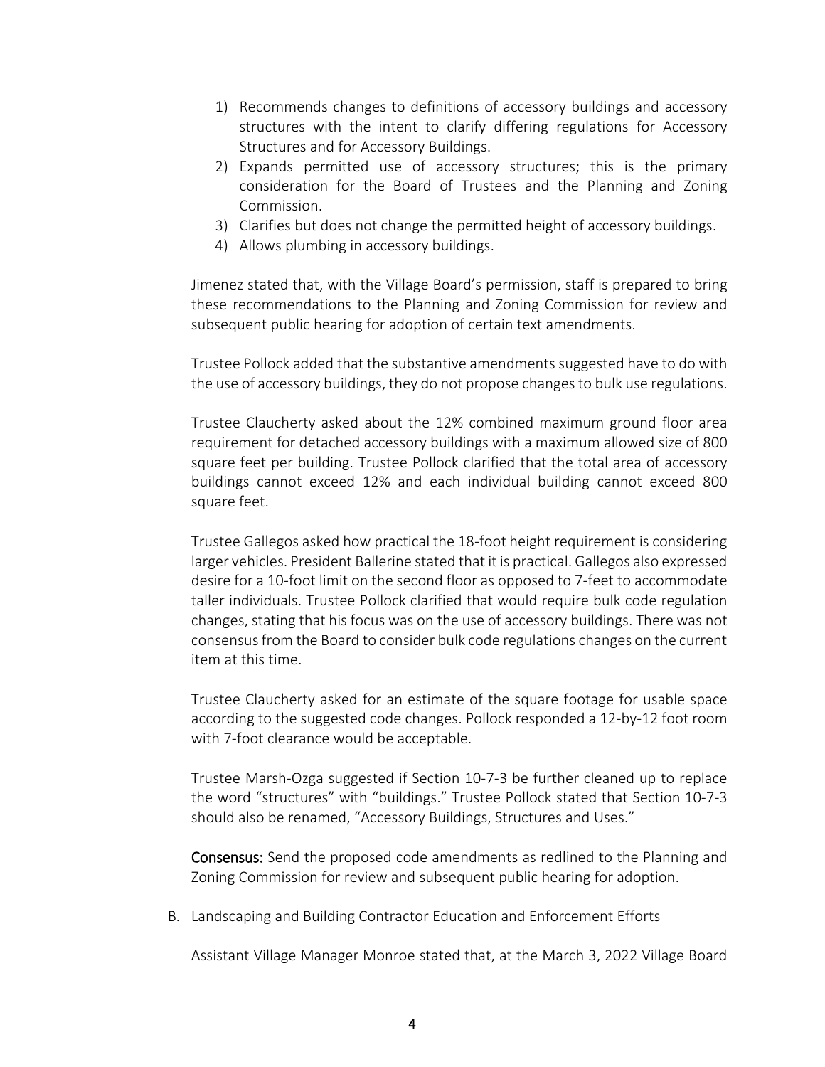1) Recommends changes to definitions of accessory buildings and accessory structures with the intent to clarify differing regulations for Accessory Structures and for Accessory Buildings.
2) Expands permitted use of accessory structures; this is the primary consideration for the Board of Trustees and the Planning and Zoning Commission.
3) Clarifies but does not change the permitted height of accessory buildings.
4) Allows plumbing in accessory buildings.

Jimenez stated that, with the Village Board's permission, staff is prepared to bring these recommendations to the Planning and Zoning Commission for review and subsequent public hearing for adoption of certain text amendments.

Trustee Pollock added that the substantive amendments suggested have to do with the use of accessory buildings, they do not propose changes to bulk use regulations.

Trustee Claucherty asked about the 12% combined maximum ground floor area requirement for detached accessory buildings with a maximum allowed size of 800 square feet per building. Trustee Pollock clarified that the total area of accessory buildings cannot exceed 12% and each individual building cannot exceed 800 square feet.

Trustee Gallegos asked how practical the 18-foot height requirement is considering larger vehicles. President Ballerine stated that it is practical. Gallegos also expressed desire for a 10-foot limit on the second floor as opposed to 7-feet to accommodate taller individuals. Trustee Pollock clarified that would require bulk code regulation changes, stating that his focus was on the use of accessory buildings. There was not consensus from the Board to consider bulk code regulations changes on the current item at this time.

Trustee Claucherty asked for an estimate of the square footage for usable space according to the suggested code changes. Pollock responded a 12-by-12 foot room with 7-foot clearance would be acceptable.

Trustee Marsh-Ozga suggested if Section 10-7-3 be further cleaned up to replace the word "structures" with "buildings." Trustee Pollock stated that Section 10-7-3 should also be renamed, "Accessory Buildings, Structures and Uses."

**Consensus:** Send the proposed code amendments as redlined to the Planning and Zoning Commission for review and subsequent public hearing for adoption.

B. Landscaping and Building Contractor Education and Enforcement Efforts

Assistant Village Manager Monroe stated that, at the March 3, 2022 Village Board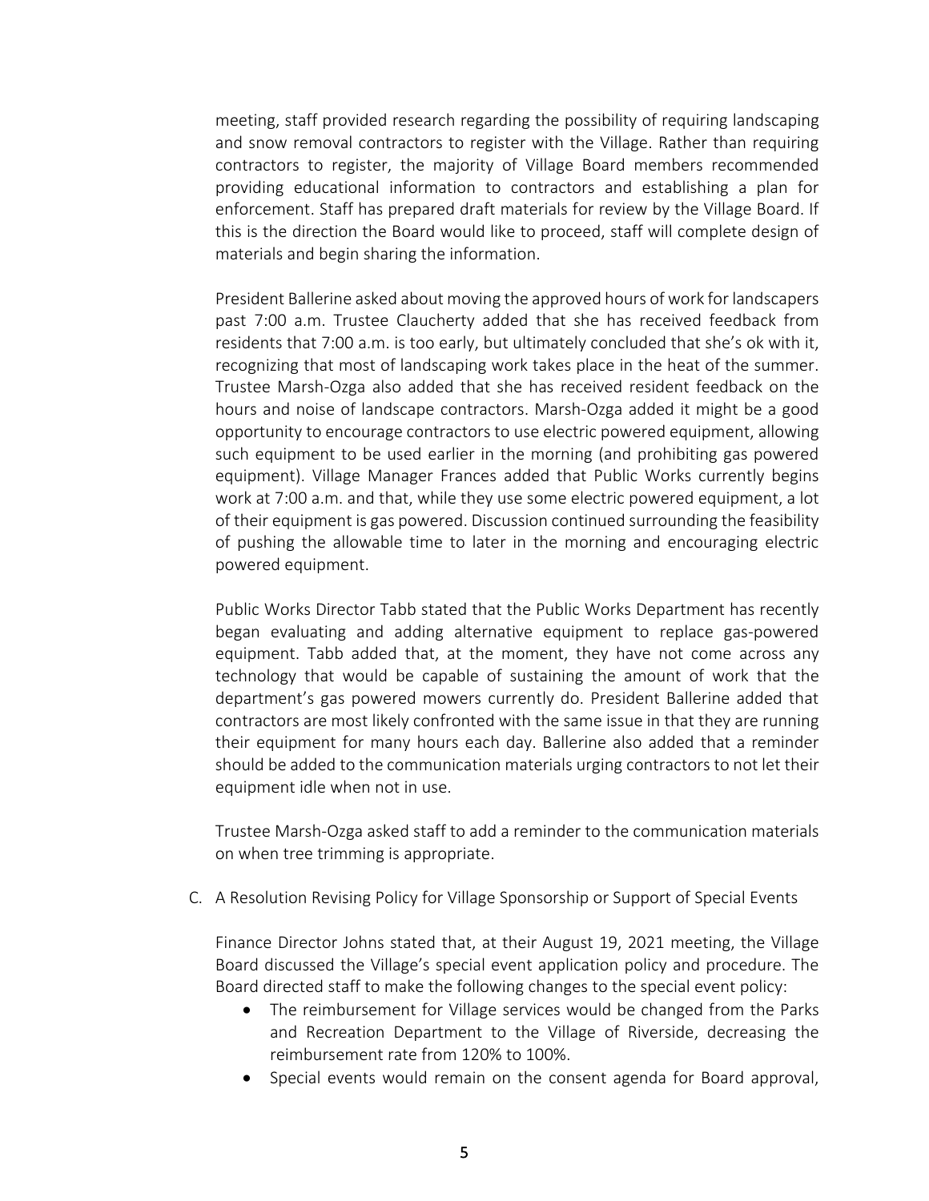meeting, staff provided research regarding the possibility of requiring landscaping and snow removal contractors to register with the Village. Rather than requiring contractors to register, the majority of Village Board members recommended providing educational information to contractors and establishing a plan for enforcement. Staff has prepared draft materials for review by the Village Board. If this is the direction the Board would like to proceed, staff will complete design of materials and begin sharing the information.

President Ballerine asked about moving the approved hours of work for landscapers past 7:00 a.m. Trustee Claucherty added that she has received feedback from residents that 7:00 a.m. is too early, but ultimately concluded that she's ok with it, recognizing that most of landscaping work takes place in the heat of the summer. Trustee Marsh-Ozga also added that she has received resident feedback on the hours and noise of landscape contractors. Marsh-Ozga added it might be a good opportunity to encourage contractors to use electric powered equipment, allowing such equipment to be used earlier in the morning (and prohibiting gas powered equipment). Village Manager Frances added that Public Works currently begins work at 7:00 a.m. and that, while they use some electric powered equipment, a lot of their equipment is gas powered. Discussion continued surrounding the feasibility of pushing the allowable time to later in the morning and encouraging electric powered equipment.

Public Works Director Tabb stated that the Public Works Department has recently began evaluating and adding alternative equipment to replace gas-powered equipment. Tabb added that, at the moment, they have not come across any technology that would be capable of sustaining the amount of work that the department's gas powered mowers currently do. President Ballerine added that contractors are most likely confronted with the same issue in that they are running their equipment for many hours each day. Ballerine also added that a reminder should be added to the communication materials urging contractors to not let their equipment idle when not in use.

Trustee Marsh-Ozga asked staff to add a reminder to the communication materials on when tree trimming is appropriate.

C. A Resolution Revising Policy for Village Sponsorship or Support of Special Events

Finance Director Johns stated that, at their August 19, 2021 meeting, the Village Board discussed the Village's special event application policy and procedure. The Board directed staff to make the following changes to the special event policy:

- The reimbursement for Village services would be changed from the Parks and Recreation Department to the Village of Riverside, decreasing the reimbursement rate from 120% to 100%.
- Special events would remain on the consent agenda for Board approval,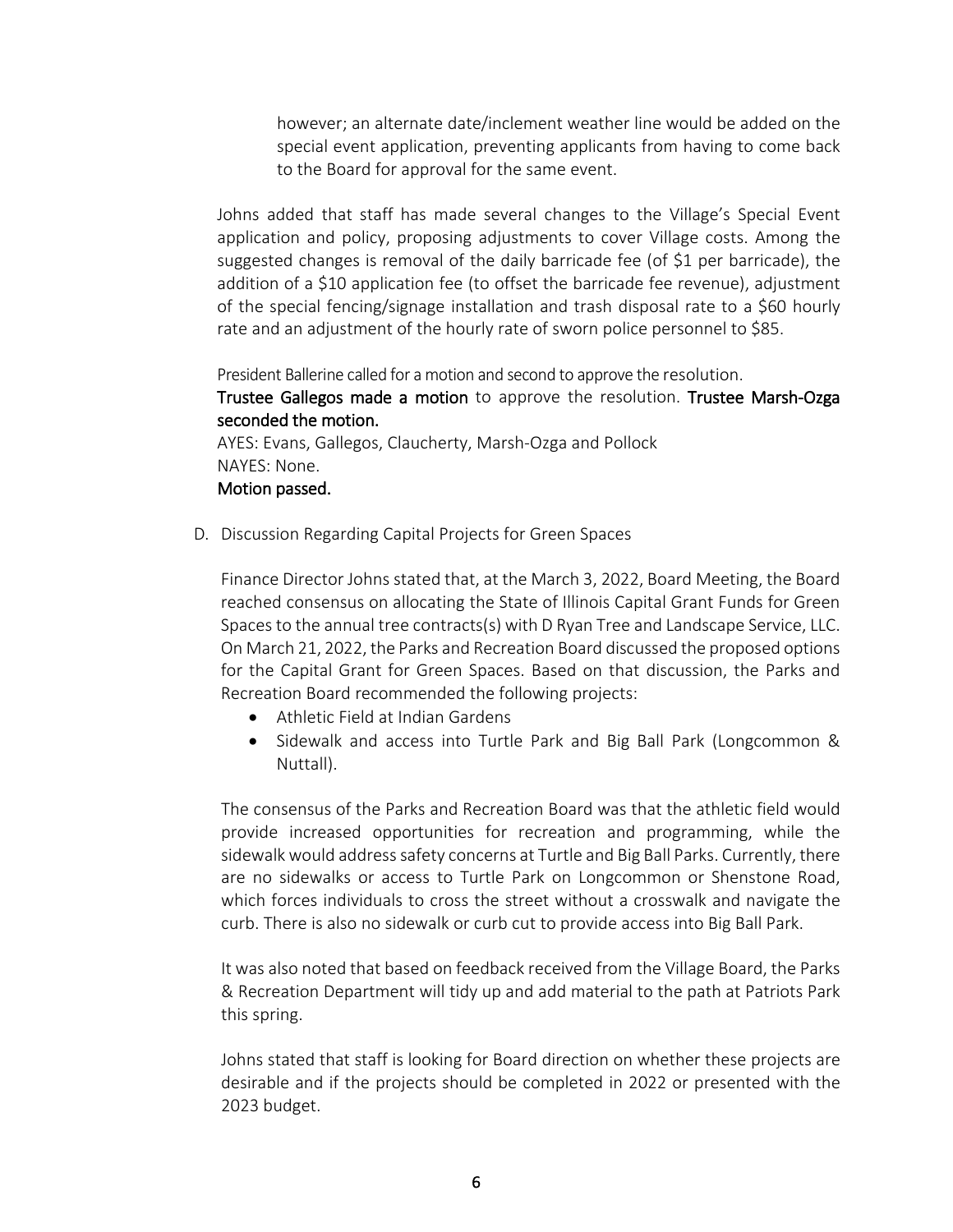however; an alternate date/inclement weather line would be added on the special event application, preventing applicants from having to come back to the Board for approval for the same event.

Johns added that staff has made several changes to the Village's Special Event application and policy, proposing adjustments to cover Village costs. Among the suggested changes is removal of the daily barricade fee (of $1 per barricade), the addition of a $10 application fee (to offset the barricade fee revenue), adjustment of the special fencing/signage installation and trash disposal rate to a $60 hourly rate and an adjustment of the hourly rate of sworn police personnel to $85.

President Ballerine called for a motion and second to approve the resolution.
**Trustee Gallegos made a motion** to approve the resolution. **Trustee Marsh-Ozga seconded the motion.**
AYES: Evans, Gallegos, Claucherty, Marsh-Ozga and Pollock
NAYES: None.
**Motion passed.**

D. Discussion Regarding Capital Projects for Green Spaces

Finance Director Johns stated that, at the March 3, 2022, Board Meeting, the Board reached consensus on allocating the State of Illinois Capital Grant Funds for Green Spaces to the annual tree contracts(s) with D Ryan Tree and Landscape Service, LLC. On March 21, 2022, the Parks and Recreation Board discussed the proposed options for the Capital Grant for Green Spaces. Based on that discussion, the Parks and Recreation Board recommended the following projects:

- Athletic Field at Indian Gardens
- Sidewalk and access into Turtle Park and Big Ball Park (Longcommon & Nuttall).

The consensus of the Parks and Recreation Board was that the athletic field would provide increased opportunities for recreation and programming, while the sidewalk would address safety concerns at Turtle and Big Ball Parks. Currently, there are no sidewalks or access to Turtle Park on Longcommon or Shenstone Road, which forces individuals to cross the street without a crosswalk and navigate the curb. There is also no sidewalk or curb cut to provide access into Big Ball Park.

It was also noted that based on feedback received from the Village Board, the Parks & Recreation Department will tidy up and add material to the path at Patriots Park this spring.

Johns stated that staff is looking for Board direction on whether these projects are desirable and if the projects should be completed in 2022 or presented with the 2023 budget.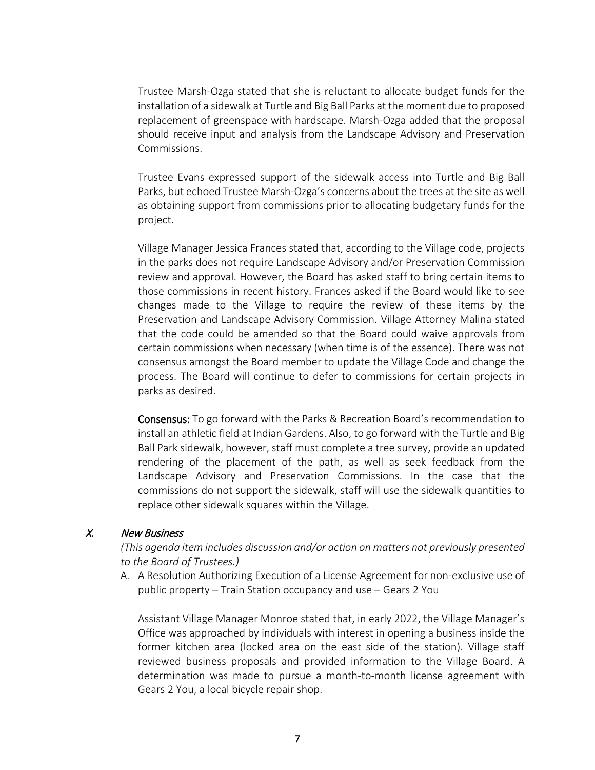Trustee Marsh-Ozga stated that she is reluctant to allocate budget funds for the installation of a sidewalk at Turtle and Big Ball Parks at the moment due to proposed replacement of greenspace with hardscape. Marsh-Ozga added that the proposal should receive input and analysis from the Landscape Advisory and Preservation Commissions.

Trustee Evans expressed support of the sidewalk access into Turtle and Big Ball Parks, but echoed Trustee Marsh-Ozga's concerns about the trees at the site as well as obtaining support from commissions prior to allocating budgetary funds for the project.

Village Manager Jessica Frances stated that, according to the Village code, projects in the parks does not require Landscape Advisory and/or Preservation Commission review and approval. However, the Board has asked staff to bring certain items to those commissions in recent history. Frances asked if the Board would like to see changes made to the Village to require the review of these items by the Preservation and Landscape Advisory Commission. Village Attorney Malina stated that the code could be amended so that the Board could waive approvals from certain commissions when necessary (when time is of the essence). There was not consensus amongst the Board member to update the Village Code and change the process. The Board will continue to defer to commissions for certain projects in parks as desired.

**Consensus:** To go forward with the Parks & Recreation Board's recommendation to install an athletic field at Indian Gardens. Also, to go forward with the Turtle and Big Ball Park sidewalk, however, staff must complete a tree survey, provide an updated rendering of the placement of the path, as well as seek feedback from the Landscape Advisory and Preservation Commissions. In the case that the commissions do not support the sidewalk, staff will use the sidewalk quantities to replace other sidewalk squares within the Village.

## X. *New Business*

*(This agenda item includes discussion and/or action on matters not previously presented to the Board of Trustees.)*

A. A Resolution Authorizing Execution of a License Agreement for non-exclusive use of public property – Train Station occupancy and use – Gears 2 You

Assistant Village Manager Monroe stated that, in early 2022, the Village Manager's Office was approached by individuals with interest in opening a business inside the former kitchen area (locked area on the east side of the station). Village staff reviewed business proposals and provided information to the Village Board. A determination was made to pursue a month-to-month license agreement with Gears 2 You, a local bicycle repair shop.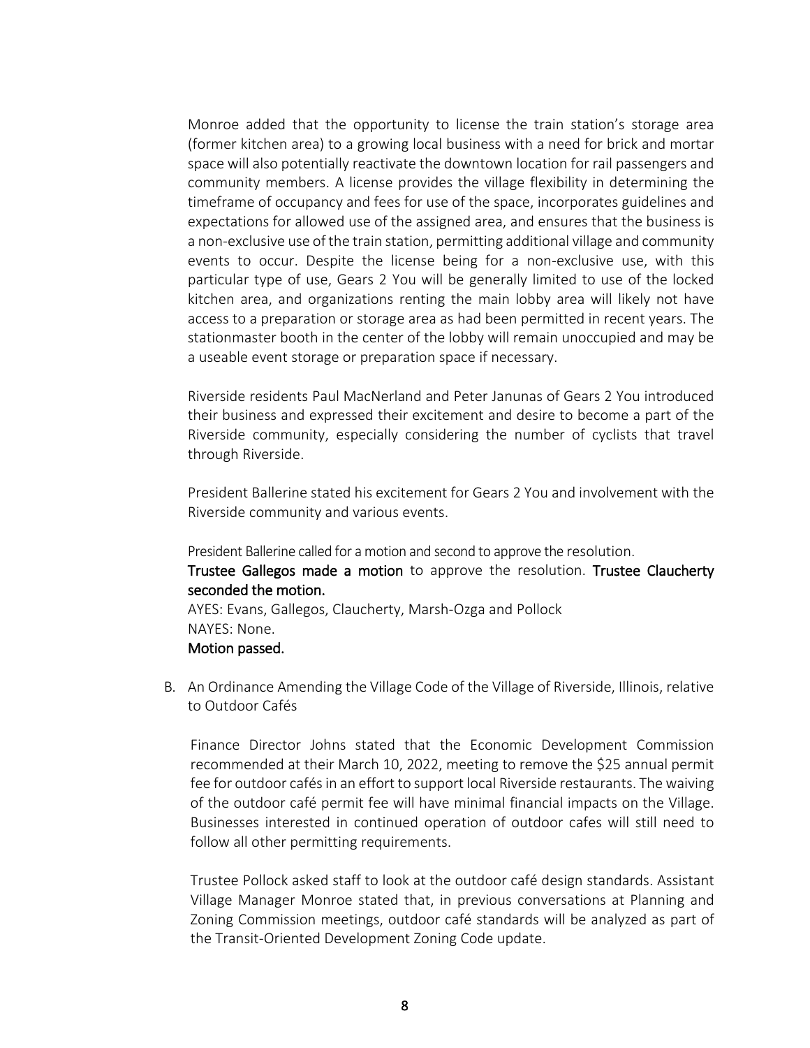Monroe added that the opportunity to license the train station's storage area (former kitchen area) to a growing local business with a need for brick and mortar space will also potentially reactivate the downtown location for rail passengers and community members. A license provides the village flexibility in determining the timeframe of occupancy and fees for use of the space, incorporates guidelines and expectations for allowed use of the assigned area, and ensures that the business is a non-exclusive use of the train station, permitting additional village and community events to occur. Despite the license being for a non-exclusive use, with this particular type of use, Gears 2 You will be generally limited to use of the locked kitchen area, and organizations renting the main lobby area will likely not have access to a preparation or storage area as had been permitted in recent years. The stationmaster booth in the center of the lobby will remain unoccupied and may be a useable event storage or preparation space if necessary.

Riverside residents Paul MacNerland and Peter Janunas of Gears 2 You introduced their business and expressed their excitement and desire to become a part of the Riverside community, especially considering the number of cyclists that travel through Riverside.

President Ballerine stated his excitement for Gears 2 You and involvement with the Riverside community and various events.

President Ballerine called for a motion and second to approve the resolution.
**Trustee Gallegos made a motion** to approve the resolution. **Trustee Claucherty seconded the motion.**
AYES: Evans, Gallegos, Claucherty, Marsh-Ozga and Pollock
NAYES: None.
**Motion passed.**

B. An Ordinance Amending the Village Code of the Village of Riverside, Illinois, relative to Outdoor Cafés

Finance Director Johns stated that the Economic Development Commission recommended at their March 10, 2022, meeting to remove the $25 annual permit fee for outdoor cafés in an effort to support local Riverside restaurants. The waiving of the outdoor café permit fee will have minimal financial impacts on the Village. Businesses interested in continued operation of outdoor cafes will still need to follow all other permitting requirements.

Trustee Pollock asked staff to look at the outdoor café design standards. Assistant Village Manager Monroe stated that, in previous conversations at Planning and Zoning Commission meetings, outdoor café standards will be analyzed as part of the Transit-Oriented Development Zoning Code update.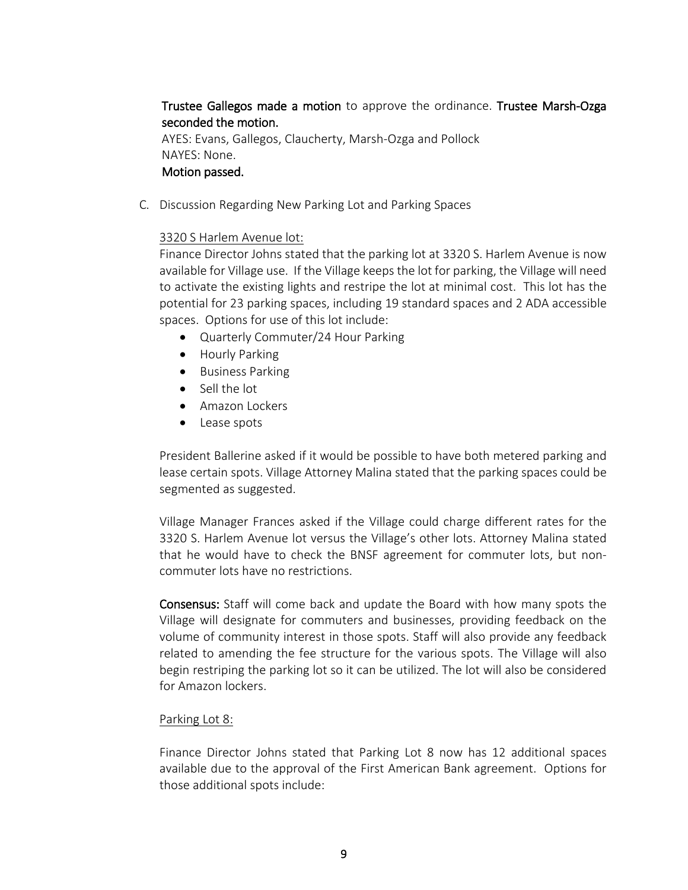**Trustee Gallegos made a motion** to approve the ordinance. **Trustee Marsh-Ozga seconded the motion.**
AYES: Evans, Gallegos, Claucherty, Marsh-Ozga and Pollock
NAYES: None.
**Motion passed.**

C. Discussion Regarding New Parking Lot and Parking Spaces

3320 S Harlem Avenue lot:

Finance Director Johns stated that the parking lot at 3320 S. Harlem Avenue is now available for Village use. If the Village keeps the lot for parking, the Village will need to activate the existing lights and restripe the lot at minimal cost. This lot has the potential for 23 parking spaces, including 19 standard spaces and 2 ADA accessible spaces. Options for use of this lot include:

- Quarterly Commuter/24 Hour Parking
- Hourly Parking
- Business Parking
- Sell the lot
- Amazon Lockers
- Lease spots

President Ballerine asked if it would be possible to have both metered parking and lease certain spots. Village Attorney Malina stated that the parking spaces could be segmented as suggested.

Village Manager Frances asked if the Village could charge different rates for the 3320 S. Harlem Avenue lot versus the Village's other lots. Attorney Malina stated that he would have to check the BNSF agreement for commuter lots, but non-commuter lots have no restrictions.

**Consensus:** Staff will come back and update the Board with how many spots the Village will designate for commuters and businesses, providing feedback on the volume of community interest in those spots. Staff will also provide any feedback related to amending the fee structure for the various spots. The Village will also begin restriping the parking lot so it can be utilized. The lot will also be considered for Amazon lockers.

Parking Lot 8:

Finance Director Johns stated that Parking Lot 8 now has 12 additional spaces available due to the approval of the First American Bank agreement. Options for those additional spots include: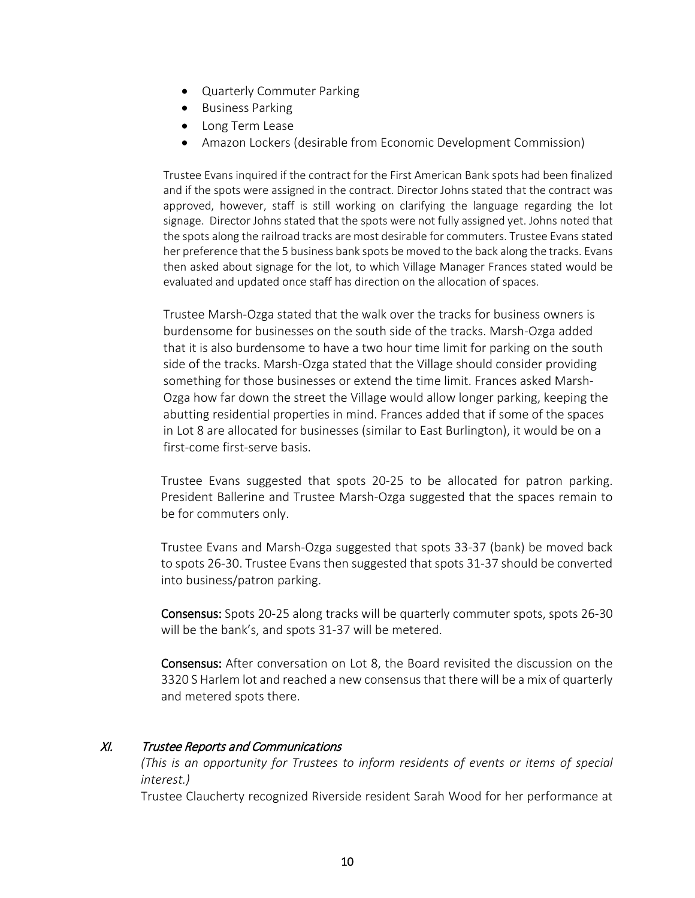- Quarterly Commuter Parking
- Business Parking
- Long Term Lease
- Amazon Lockers (desirable from Economic Development Commission)

Trustee Evans inquired if the contract for the First American Bank spots had been finalized and if the spots were assigned in the contract. Director Johns stated that the contract was approved, however, staff is still working on clarifying the language regarding the lot signage. Director Johns stated that the spots were not fully assigned yet. Johns noted that the spots along the railroad tracks are most desirable for commuters. Trustee Evans stated her preference that the 5 business bank spots be moved to the back along the tracks. Evans then asked about signage for the lot, to which Village Manager Frances stated would be evaluated and updated once staff has direction on the allocation of spaces.

Trustee Marsh-Ozga stated that the walk over the tracks for business owners is burdensome for businesses on the south side of the tracks. Marsh-Ozga added that it is also burdensome to have a two hour time limit for parking on the south side of the tracks. Marsh-Ozga stated that the Village should consider providing something for those businesses or extend the time limit. Frances asked Marsh-Ozga how far down the street the Village would allow longer parking, keeping the abutting residential properties in mind. Frances added that if some of the spaces in Lot 8 are allocated for businesses (similar to East Burlington), it would be on a first-come first-serve basis.

Trustee Evans suggested that spots 20-25 to be allocated for patron parking. President Ballerine and Trustee Marsh-Ozga suggested that the spaces remain to be for commuters only.

Trustee Evans and Marsh-Ozga suggested that spots 33-37 (bank) be moved back to spots 26-30. Trustee Evans then suggested that spots 31-37 should be converted into business/patron parking.

**Consensus:** Spots 20-25 along tracks will be quarterly commuter spots, spots 26-30 will be the bank's, and spots 31-37 will be metered.

**Consensus:** After conversation on Lot 8, the Board revisited the discussion on the 3320 S Harlem lot and reached a new consensus that there will be a mix of quarterly and metered spots there.

## *XI. Trustee Reports and Communications*

*(This is an opportunity for Trustees to inform residents of events or items of special interest.)*

Trustee Claucherty recognized Riverside resident Sarah Wood for her performance at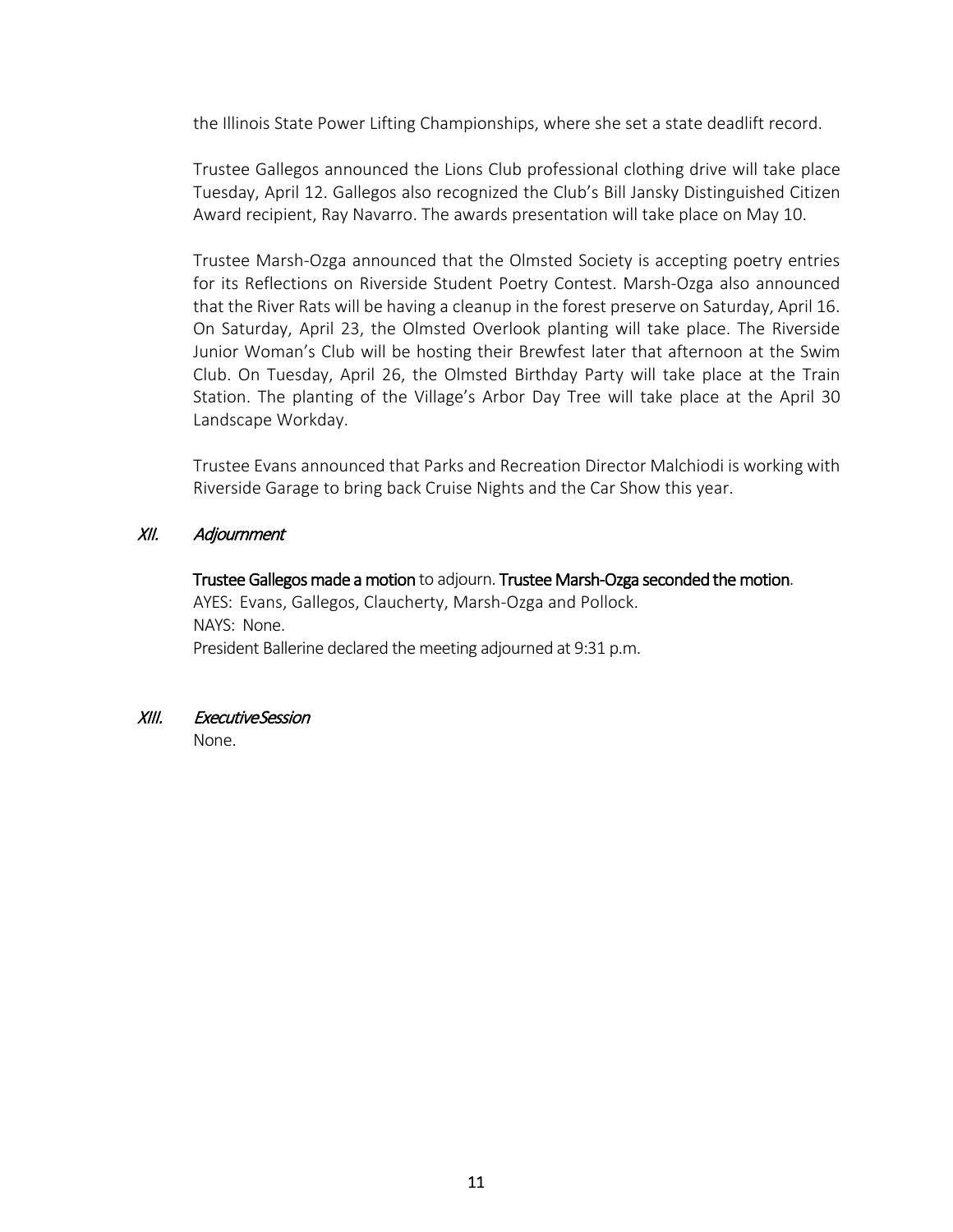the Illinois State Power Lifting Championships, where she set a state deadlift record.

Trustee Gallegos announced the Lions Club professional clothing drive will take place Tuesday, April 12. Gallegos also recognized the Club's Bill Jansky Distinguished Citizen Award recipient, Ray Navarro. The awards presentation will take place on May 10.

Trustee Marsh-Ozga announced that the Olmsted Society is accepting poetry entries for its Reflections on Riverside Student Poetry Contest. Marsh-Ozga also announced that the River Rats will be having a cleanup in the forest preserve on Saturday, April 16. On Saturday, April 23, the Olmsted Overlook planting will take place. The Riverside Junior Woman's Club will be hosting their Brewfest later that afternoon at the Swim Club. On Tuesday, April 26, the Olmsted Birthday Party will take place at the Train Station. The planting of the Village's Arbor Day Tree will take place at the April 30 Landscape Workday.

Trustee Evans announced that Parks and Recreation Director Malchiodi is working with Riverside Garage to bring back Cruise Nights and the Car Show this year.

## *XII. Adjournment*

**Trustee Gallegos made a motion** to adjourn. **Trustee Marsh-Ozga seconded the motion**.
AYES: Evans, Gallegos, Claucherty, Marsh-Ozga and Pollock.
NAYS: None.
President Ballerine declared the meeting adjourned at 9:31 p.m.

## *XIII. Executive Session*

None.